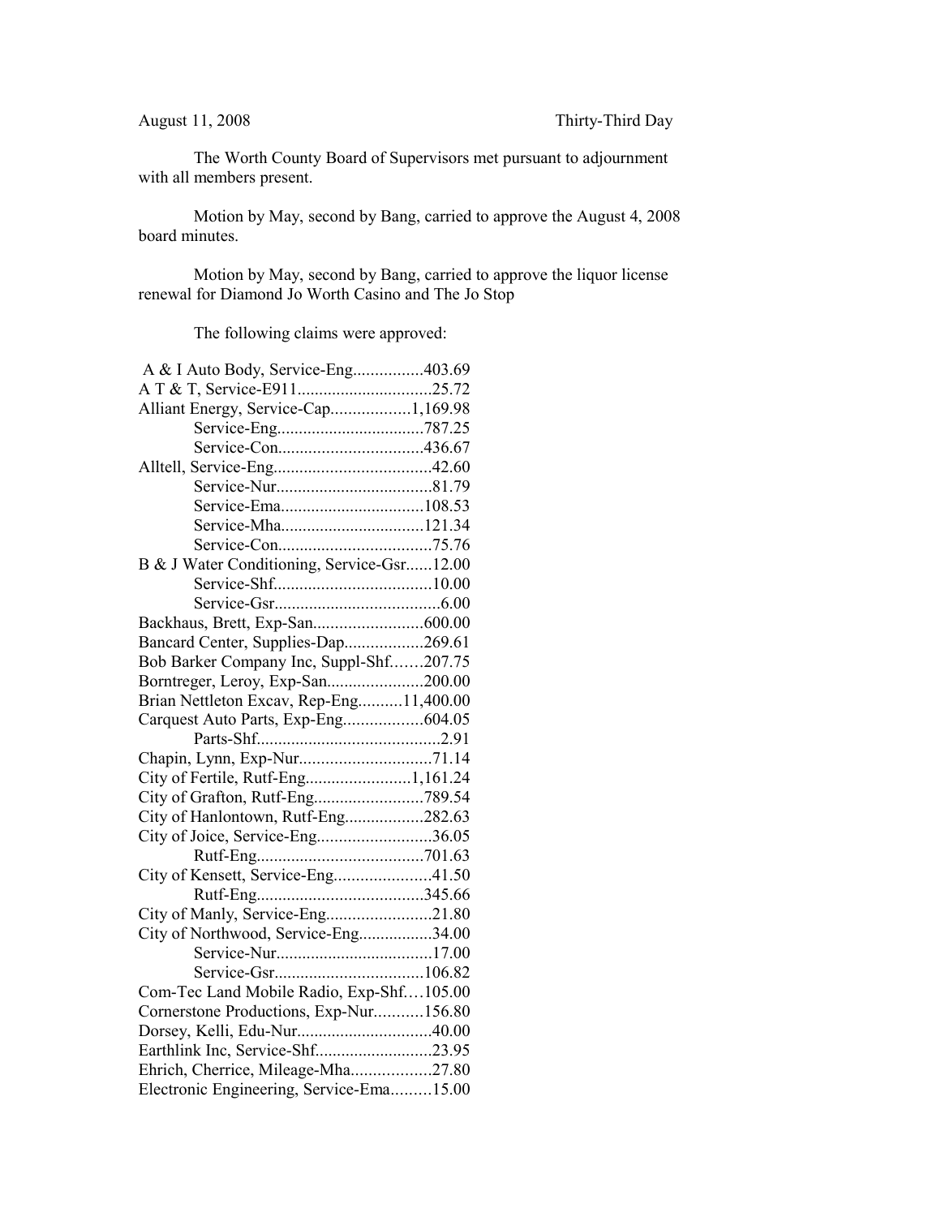August 11, 2008 Thirty-Third Day

The Worth County Board of Supervisors met pursuant to adjournment with all members present.

Motion by May, second by Bang, carried to approve the August 4, 2008 board minutes.

Motion by May, second by Bang, carried to approve the liquor license renewal for Diamond Jo Worth Casino and The Jo Stop

The following claims were approved:

A & I Auto Body, Service-Eng................403.69
A T & T, Service-E911...............................25.72
Alliant Energy, Service-Cap..................1,169.98
Service-Eng.................................787.25
Service-Con.................................436.67
Alltell, Service-Eng....................................42.60
Service-Nur....................................81.79
Service-Ema.................................108.53
Service-Mha.................................121.34
Service-Con...................................75.76
B & J Water Conditioning, Service-Gsr......12.00
Service-Shf....................................10.00
Service-Gsr......................................6.00
Backhaus, Brett, Exp-San.........................600.00
Bancard Center, Supplies-Dap..................269.61
Bob Barker Company Inc, Suppl-Shf…….207.75
Borntreger, Leroy, Exp-San......................200.00
Brian Nettleton Excav, Rep-Eng..........11,400.00
Carquest Auto Parts, Exp-Eng..................604.05
Parts-Shf..........................................2.91
Chapin, Lynn, Exp-Nur..............................71.14
City of Fertile, Rutf-Eng........................1,161.24
City of Grafton, Rutf-Eng.........................789.54
City of Hanlontown, Rutf-Eng..................282.63
City of Joice, Service-Eng..........................36.05
Rutf-Eng......................................701.63
City of Kensett, Service-Eng......................41.50
Rutf-Eng......................................345.66
City of Manly, Service-Eng........................21.80
City of Northwood, Service-Eng.................34.00
Service-Nur....................................17.00
Service-Gsr..................................106.82
Com-Tec Land Mobile Radio, Exp-Shf….105.00
Cornerstone Productions, Exp-Nur...........156.80
Dorsey, Kelli, Edu-Nur...............................40.00
Earthlink Inc, Service-Shf...........................23.95
Ehrich, Cherrice, Mileage-Mha..................27.80
Electronic Engineering, Service-Ema.........15.00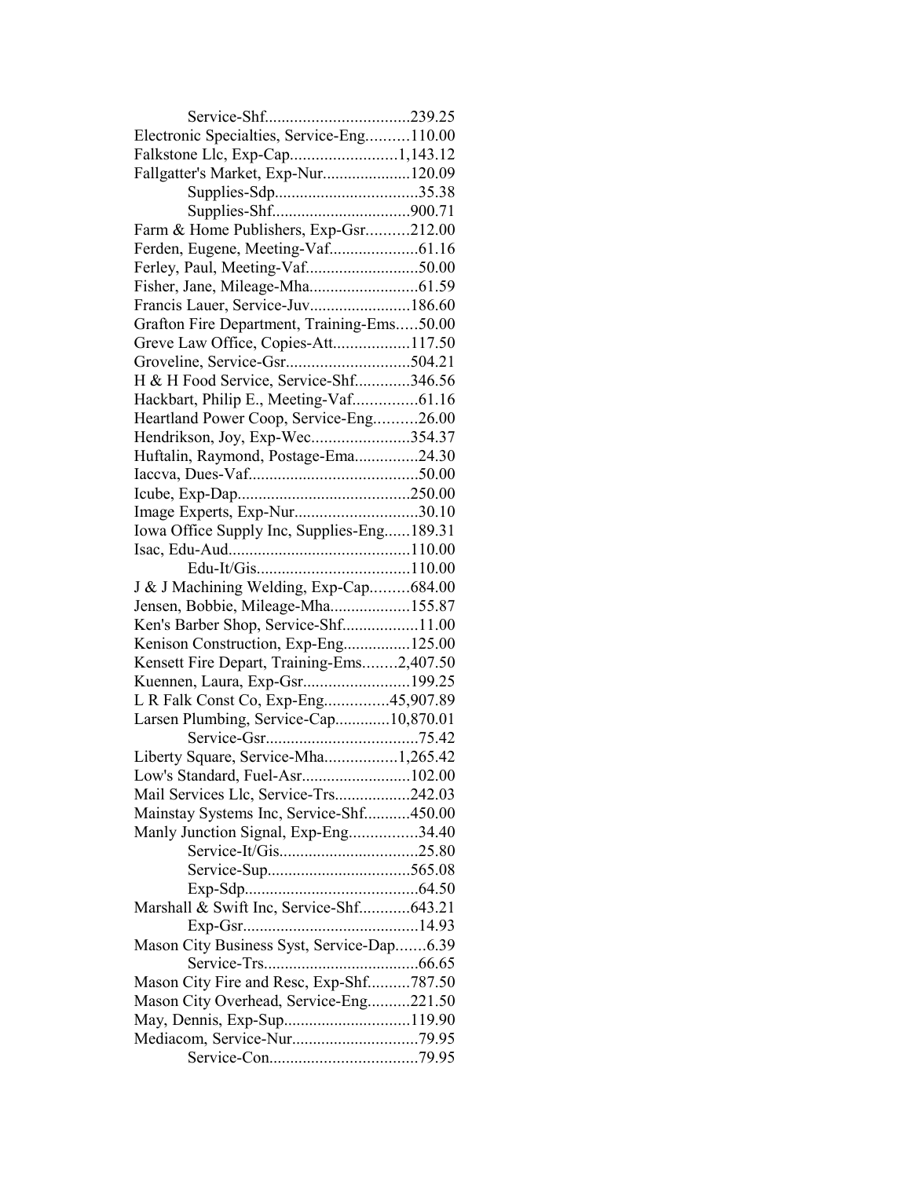Service-Shf..................................239.25
Electronic Specialties, Service-Eng..........110.00
Falkstone Llc, Exp-Cap.........................1,143.12
Fallgatter's Market, Exp-Nur.....................120.09
Supplies-Sdp..................................35.38
Supplies-Shf................................900.71
Farm & Home Publishers, Exp-Gsr..........212.00
Ferden, Eugene, Meeting-Vaf.....................61.16
Ferley, Paul, Meeting-Vaf...........................50.00
Fisher, Jane, Mileage-Mha..........................61.59
Francis Lauer, Service-Juv........................186.60
Grafton Fire Department, Training-Ems.....50.00
Greve Law Office, Copies-Att..................117.50
Groveline, Service-Gsr.............................504.21
H & H Food Service, Service-Shf.............346.56
Hackbart, Philip E., Meeting-Vaf...............61.16
Heartland Power Coop, Service-Eng..........26.00
Hendrikson, Joy, Exp-Wec.......................354.37
Huftalin, Raymond, Postage-Ema...............24.30
Iaccva, Dues-Vaf........................................50.00
Icube, Exp-Dap.........................................250.00
Image Experts, Exp-Nur.............................30.10
Iowa Office Supply Inc, Supplies-Eng......189.31
Isac, Edu-Aud...........................................110.00
Edu-It/Gis....................................110.00
J & J Machining Welding, Exp-Cap.........684.00
Jensen, Bobbie, Mileage-Mha...................155.87
Ken's Barber Shop, Service-Shf..................11.00
Kenison Construction, Exp-Eng................125.00
Kensett Fire Depart, Training-Ems........2,407.50
Kuennen, Laura, Exp-Gsr.........................199.25
L R Falk Const Co, Exp-Eng...............45,907.89
Larsen Plumbing, Service-Cap.............10,870.01
Service-Gsr....................................75.42
Liberty Square, Service-Mha.................1,265.42
Low's Standard, Fuel-Asr..........................102.00
Mail Services Llc, Service-Trs..................242.03
Mainstay Systems Inc, Service-Shf...........450.00
Manly Junction Signal, Exp-Eng................34.40
Service-It/Gis................................25.80
Service-Sup.................................565.08
Exp-Sdp.........................................64.50
Marshall & Swift Inc, Service-Shf............643.21
Exp-Gsr..........................................14.93
Mason City Business Syst, Service-Dap.......6.39
Service-Trs....................................66.65
Mason City Fire and Resc, Exp-Shf..........787.50
Mason City Overhead, Service-Eng..........221.50
May, Dennis, Exp-Sup..............................119.90
Mediacom, Service-Nur..............................79.95
Service-Con...................................79.95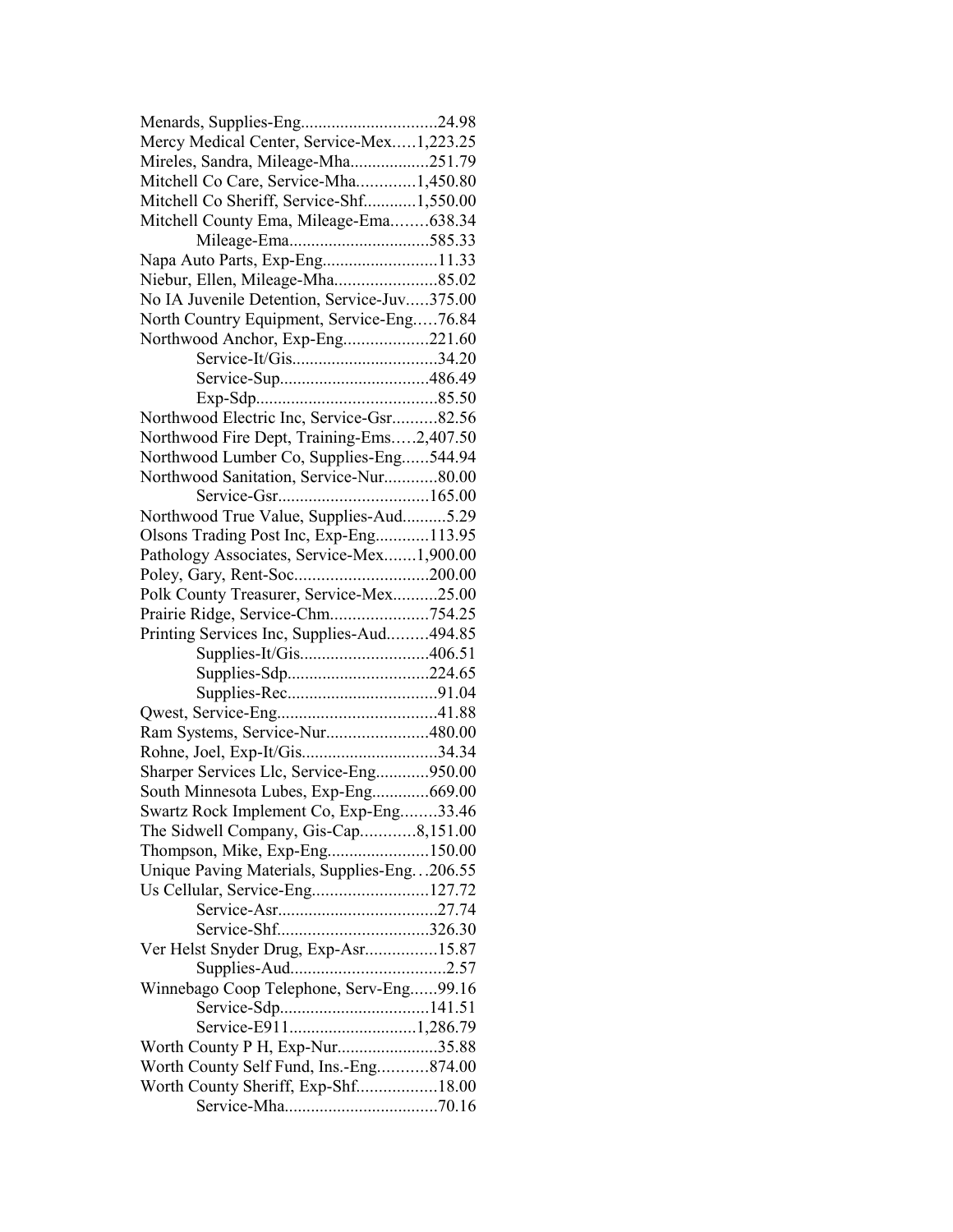Menards, Supplies-Eng...............................24.98
Mercy Medical Center, Service-Mex.....1,223.25
Mireles, Sandra, Mileage-Mha..................251.79
Mitchell Co Care, Service-Mha.............1,450.80
Mitchell Co Sheriff, Service-Shf............1,550.00
Mitchell County Ema, Mileage-Ema........638.34
Mileage-Ema................................585.33
Napa Auto Parts, Exp-Eng..........................11.33
Niebur, Ellen, Mileage-Mha.......................85.02
No IA Juvenile Detention, Service-Juv.....375.00
North Country Equipment, Service-Eng.....76.84
Northwood Anchor, Exp-Eng...................221.60
Service-It/Gis.................................34.20
Service-Sup.................................486.49
Exp-Sdp.........................................85.50
Northwood Electric Inc, Service-Gsr..........82.56
Northwood Fire Dept, Training-Ems.....2,407.50
Northwood Lumber Co, Supplies-Eng......544.94
Northwood Sanitation, Service-Nur............80.00
Service-Gsr..................................165.00
Northwood True Value, Supplies-Aud..........5.29
Olsons Trading Post Inc, Exp-Eng............113.95
Pathology Associates, Service-Mex.......1,900.00
Poley, Gary, Rent-Soc..............................200.00
Polk County Treasurer, Service-Mex..........25.00
Prairie Ridge, Service-Chm......................754.25
Printing Services Inc, Supplies-Aud.........494.85
Supplies-It/Gis............................406.51
Supplies-Sdp...............................224.65
Supplies-Rec..................................91.04
Qwest, Service-Eng....................................41.88
Ram Systems, Service-Nur.......................480.00
Rohne, Joel, Exp-It/Gis..............................34.34
Sharper Services Llc, Service-Eng............950.00
South Minnesota Lubes, Exp-Eng.............669.00
Swartz Rock Implement Co, Exp-Eng........33.46
The Sidwell Company, Gis-Cap............8,151.00
Thompson, Mike, Exp-Eng.......................150.00
Unique Paving Materials, Supplies-Eng...206.55
Us Cellular, Service-Eng..........................127.72
Service-Asr....................................27.74
Service-Shf..................................326.30
Ver Helst Snyder Drug, Exp-Asr................15.87
Supplies-Aud...................................2.57
Winnebago Coop Telephone, Serv-Eng......99.16
Service-Sdp..................................141.51
Service-E911............................1,286.79
Worth County P H, Exp-Nur.......................35.88
Worth County Self Fund, Ins.-Eng...........874.00
Worth County Sheriff, Exp-Shf..................18.00
Service-Mha..................................70.16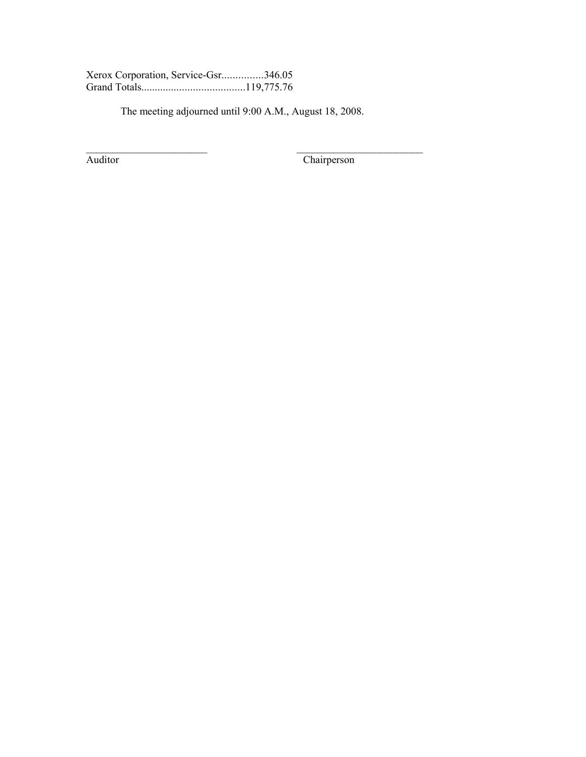Xerox Corporation, Service-Gsr...............346.05
Grand Totals......................................119,775.76

The meeting adjourned until 9:00 A.M., August 18, 2008.

________________________ ________________________
Auditor Chairperson